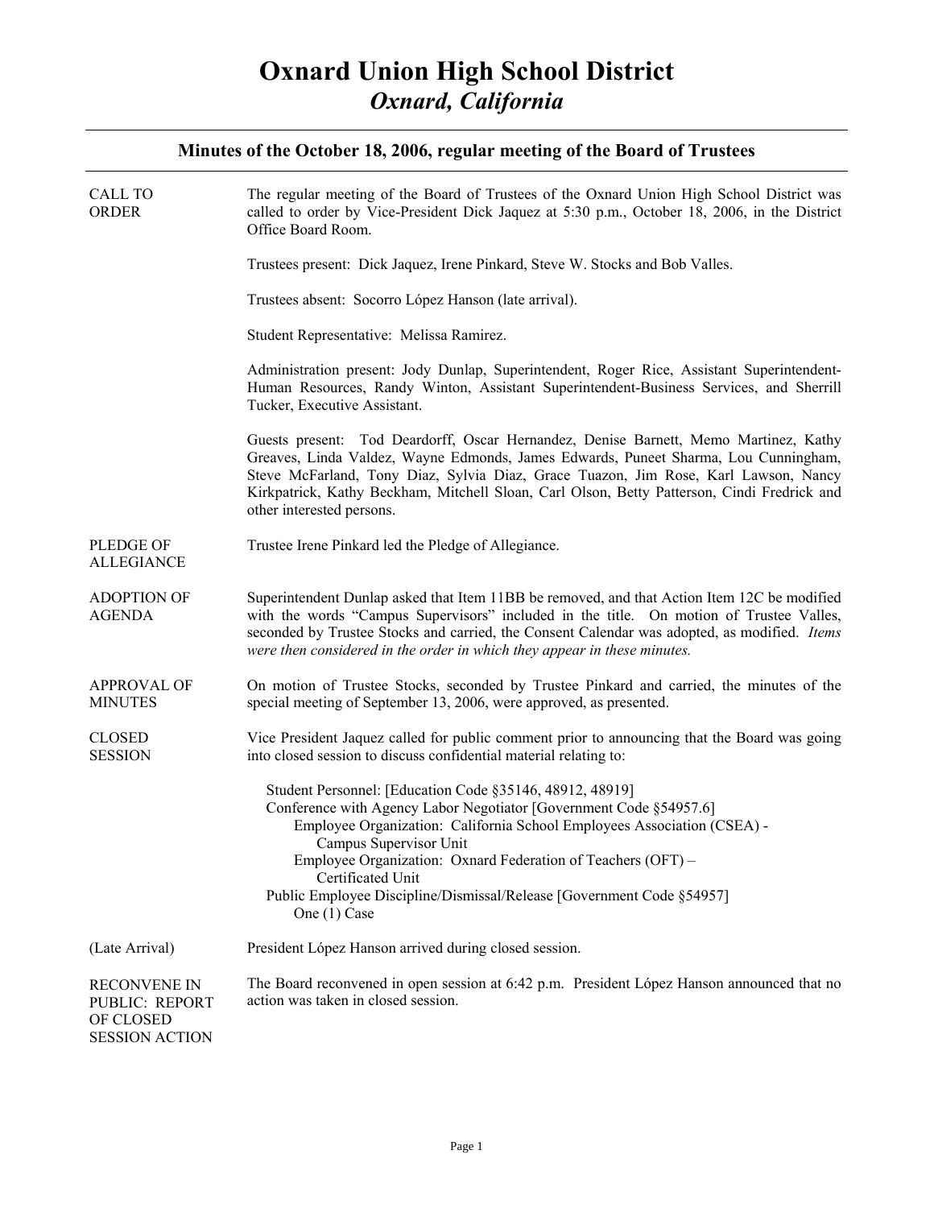# Oxnard Union High School District

## *Oxnard, California*

---

### Minutes of the October 18, 2006, regular meeting of the Board of Trustees

---

**CALL TO ORDER**

The regular meeting of the Board of Trustees of the Oxnard Union High School District was called to order by Vice-President Dick Jaquez at 5:30 p.m., October 18, 2006, in the District Office Board Room.

Trustees present: Dick Jaquez, Irene Pinkard, Steve W. Stocks and Bob Valles.

Trustees absent: Socorro López Hanson (late arrival).

Student Representative: Melissa Ramirez.

Administration present: Jody Dunlap, Superintendent, Roger Rice, Assistant Superintendent-Human Resources, Randy Winton, Assistant Superintendent-Business Services, and Sherrill Tucker, Executive Assistant.

Guests present: Tod Deardorff, Oscar Hernandez, Denise Barnett, Memo Martinez, Kathy Greaves, Linda Valdez, Wayne Edmonds, James Edwards, Puneet Sharma, Lou Cunningham, Steve McFarland, Tony Diaz, Sylvia Diaz, Grace Tuazon, Jim Rose, Karl Lawson, Nancy Kirkpatrick, Kathy Beckham, Mitchell Sloan, Carl Olson, Betty Patterson, Cindi Fredrick and other interested persons.

**PLEDGE OF ALLEGIANCE**

Trustee Irene Pinkard led the Pledge of Allegiance.

**ADOPTION OF AGENDA**

Superintendent Dunlap asked that Item 11BB be removed, and that Action Item 12C be modified with the words "Campus Supervisors" included in the title. On motion of Trustee Valles, seconded by Trustee Stocks and carried, the Consent Calendar was adopted, as modified. *Items were then considered in the order in which they appear in these minutes.*

**APPROVAL OF MINUTES**

On motion of Trustee Stocks, seconded by Trustee Pinkard and carried, the minutes of the special meeting of September 13, 2006, were approved, as presented.

**CLOSED SESSION**

Vice President Jaquez called for public comment prior to announcing that the Board was going into closed session to discuss confidential material relating to:

- Student Personnel: [Education Code §35146, 48912, 48919]
- Conference with Agency Labor Negotiator [Government Code §54957.6]
  - Employee Organization: California School Employees Association (CSEA) - Campus Supervisor Unit
  - Employee Organization: Oxnard Federation of Teachers (OFT) – Certificated Unit
- Public Employee Discipline/Dismissal/Release [Government Code §54957]
  - One (1) Case

**(Late Arrival)**

President López Hanson arrived during closed session.

**RECONVENE IN PUBLIC: REPORT OF CLOSED SESSION ACTION**

The Board reconvened in open session at 6:42 p.m. President López Hanson announced that no action was taken in closed session.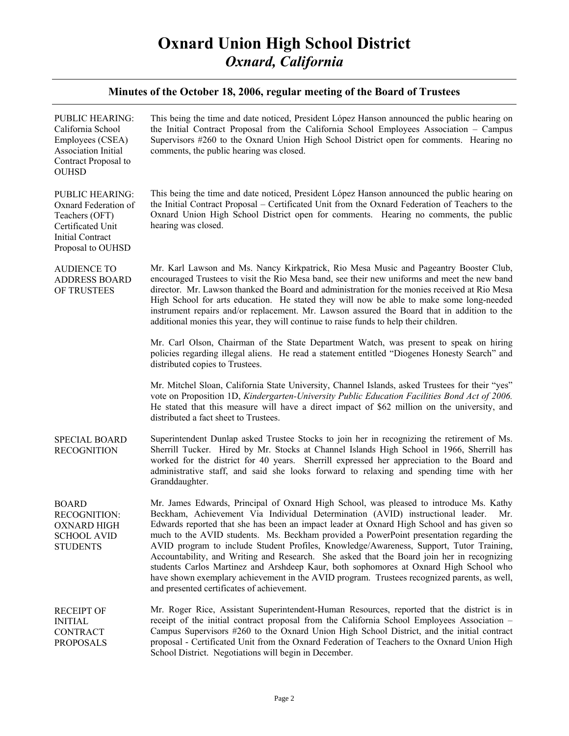# Oxnard Union High School District
## *Oxnard, California*

### Minutes of the October 18, 2006, regular meeting of the Board of Trustees

**PUBLIC HEARING: California School Employees (CSEA) Association Initial Contract Proposal to OUHSD**

This being the time and date noticed, President López Hanson announced the public hearing on the Initial Contract Proposal from the California School Employees Association – Campus Supervisors #260 to the Oxnard Union High School District open for comments. Hearing no comments, the public hearing was closed.

**PUBLIC HEARING: Oxnard Federation of Teachers (OFT) Certificated Unit Initial Contract Proposal to OUHSD**

This being the time and date noticed, President López Hanson announced the public hearing on the Initial Contract Proposal – Certificated Unit from the Oxnard Federation of Teachers to the Oxnard Union High School District open for comments. Hearing no comments, the public hearing was closed.

**AUDIENCE TO ADDRESS BOARD OF TRUSTEES**

Mr. Karl Lawson and Ms. Nancy Kirkpatrick, Rio Mesa Music and Pageantry Booster Club, encouraged Trustees to visit the Rio Mesa band, see their new uniforms and meet the new band director. Mr. Lawson thanked the Board and administration for the monies received at Rio Mesa High School for arts education. He stated they will now be able to make some long-needed instrument repairs and/or replacement. Mr. Lawson assured the Board that in addition to the additional monies this year, they will continue to raise funds to help their children.

Mr. Carl Olson, Chairman of the State Department Watch, was present to speak on hiring policies regarding illegal aliens. He read a statement entitled "Diogenes Honesty Search" and distributed copies to Trustees.

Mr. Mitchel Sloan, California State University, Channel Islands, asked Trustees for their "yes" vote on Proposition 1D, *Kindergarten-University Public Education Facilities Bond Act of 2006.* He stated that this measure will have a direct impact of $62 million on the university, and distributed a fact sheet to Trustees.

**SPECIAL BOARD RECOGNITION**

Superintendent Dunlap asked Trustee Stocks to join her in recognizing the retirement of Ms. Sherrill Tucker. Hired by Mr. Stocks at Channel Islands High School in 1966, Sherrill has worked for the district for 40 years. Sherrill expressed her appreciation to the Board and administrative staff, and said she looks forward to relaxing and spending time with her Granddaughter.

**BOARD RECOGNITION: OXNARD HIGH SCHOOL AVID STUDENTS**

Mr. James Edwards, Principal of Oxnard High School, was pleased to introduce Ms. Kathy Beckham, Achievement Via Individual Determination (AVID) instructional leader. Mr. Edwards reported that she has been an impact leader at Oxnard High School and has given so much to the AVID students. Ms. Beckham provided a PowerPoint presentation regarding the AVID program to include Student Profiles, Knowledge/Awareness, Support, Tutor Training, Accountability, and Writing and Research. She asked that the Board join her in recognizing students Carlos Martinez and Arshdeep Kaur, both sophomores at Oxnard High School who have shown exemplary achievement in the AVID program. Trustees recognized parents, as well, and presented certificates of achievement.

**RECEIPT OF INITIAL CONTRACT PROPOSALS**

Mr. Roger Rice, Assistant Superintendent-Human Resources, reported that the district is in receipt of the initial contract proposal from the California School Employees Association – Campus Supervisors #260 to the Oxnard Union High School District, and the initial contract proposal - Certificated Unit from the Oxnard Federation of Teachers to the Oxnard Union High School District. Negotiations will begin in December.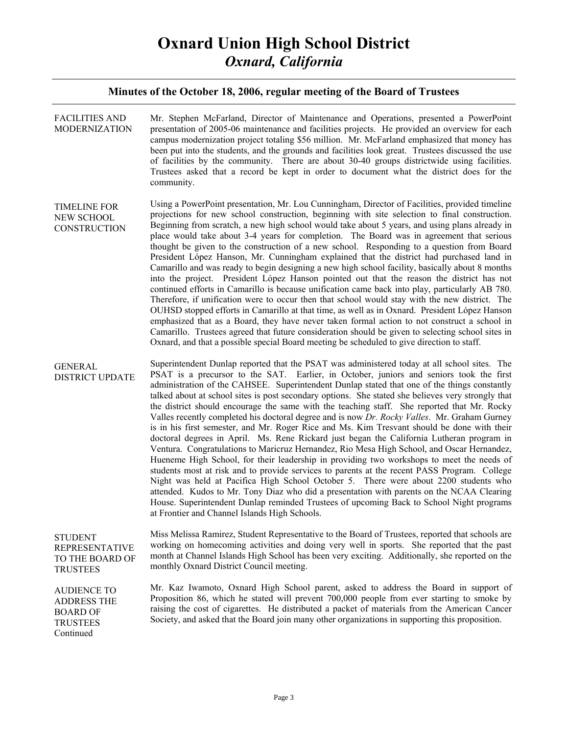# Oxnard Union High School District

*Oxnard, California*

## Minutes of the October 18, 2006, regular meeting of the Board of Trustees

**FACILITIES AND MODERNIZATION**

Mr. Stephen McFarland, Director of Maintenance and Operations, presented a PowerPoint presentation of 2005-06 maintenance and facilities projects. He provided an overview for each campus modernization project totaling $56 million. Mr. McFarland emphasized that money has been put into the students, and the grounds and facilities look great. Trustees discussed the use of facilities by the community. There are about 30-40 groups districtwide using facilities. Trustees asked that a record be kept in order to document what the district does for the community.

**TIMELINE FOR NEW SCHOOL CONSTRUCTION**

Using a PowerPoint presentation, Mr. Lou Cunningham, Director of Facilities, provided timeline projections for new school construction, beginning with site selection to final construction. Beginning from scratch, a new high school would take about 5 years, and using plans already in place would take about 3-4 years for completion. The Board was in agreement that serious thought be given to the construction of a new school. Responding to a question from Board President López Hanson, Mr. Cunningham explained that the district had purchased land in Camarillo and was ready to begin designing a new high school facility, basically about 8 months into the project. President López Hanson pointed out that the reason the district has not continued efforts in Camarillo is because unification came back into play, particularly AB 780. Therefore, if unification were to occur then that school would stay with the new district. The OUHSD stopped efforts in Camarillo at that time, as well as in Oxnard. President López Hanson emphasized that as a Board, they have never taken formal action to not construct a school in Camarillo. Trustees agreed that future consideration should be given to selecting school sites in Oxnard, and that a possible special Board meeting be scheduled to give direction to staff.

**GENERAL DISTRICT UPDATE**

Superintendent Dunlap reported that the PSAT was administered today at all school sites. The PSAT is a precursor to the SAT. Earlier, in October, juniors and seniors took the first administration of the CAHSEE. Superintendent Dunlap stated that one of the things constantly talked about at school sites is post secondary options. She stated she believes very strongly that the district should encourage the same with the teaching staff. She reported that Mr. Rocky Valles recently completed his doctoral degree and is now *Dr. Rocky Valles*. Mr. Graham Gurney is in his first semester, and Mr. Roger Rice and Ms. Kim Tresvant should be done with their doctoral degrees in April. Ms. Rene Rickard just began the California Lutheran program in Ventura. Congratulations to Maricruz Hernandez, Rio Mesa High School, and Oscar Hernandez, Hueneme High School, for their leadership in providing two workshops to meet the needs of students most at risk and to provide services to parents at the recent PASS Program. College Night was held at Pacifica High School October 5. There were about 2200 students who attended. Kudos to Mr. Tony Diaz who did a presentation with parents on the NCAA Clearing House. Superintendent Dunlap reminded Trustees of upcoming Back to School Night programs at Frontier and Channel Islands High Schools.

**STUDENT REPRESENTATIVE TO THE BOARD OF TRUSTEES**

Miss Melissa Ramirez, Student Representative to the Board of Trustees, reported that schools are working on homecoming activities and doing very well in sports. She reported that the past month at Channel Islands High School has been very exciting. Additionally, she reported on the monthly Oxnard District Council meeting.

**AUDIENCE TO ADDRESS THE BOARD OF TRUSTEES Continued**

Mr. Kaz Iwamoto, Oxnard High School parent, asked to address the Board in support of Proposition 86, which he stated will prevent 700,000 people from ever starting to smoke by raising the cost of cigarettes. He distributed a packet of materials from the American Cancer Society, and asked that the Board join many other organizations in supporting this proposition.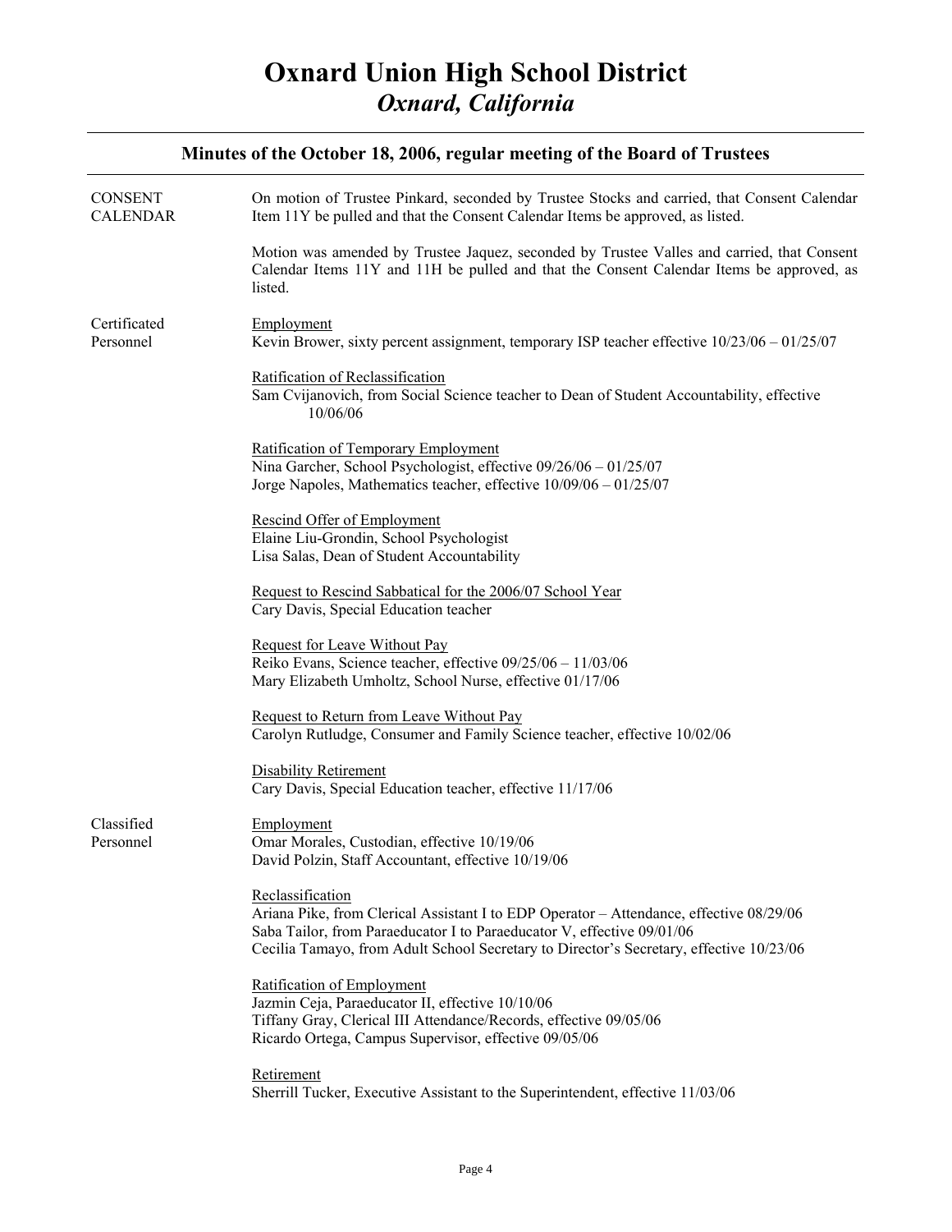# Oxnard Union High School District
## *Oxnard, California*

### Minutes of the October 18, 2006, regular meeting of the Board of Trustees

**CONSENT CALENDAR**

On motion of Trustee Pinkard, seconded by Trustee Stocks and carried, that Consent Calendar Item 11Y be pulled and that the Consent Calendar Items be approved, as listed.

Motion was amended by Trustee Jaquez, seconded by Trustee Valles and carried, that Consent Calendar Items 11Y and 11H be pulled and that the Consent Calendar Items be approved, as listed.

**Certificated Personnel**

Employment
Kevin Brower, sixty percent assignment, temporary ISP teacher effective 10/23/06 – 01/25/07

Ratification of Reclassification
Sam Cvijanovich, from Social Science teacher to Dean of Student Accountability, effective 10/06/06

Ratification of Temporary Employment
Nina Garcher, School Psychologist, effective 09/26/06 – 01/25/07
Jorge Napoles, Mathematics teacher, effective 10/09/06 – 01/25/07

Rescind Offer of Employment
Elaine Liu-Grondin, School Psychologist
Lisa Salas, Dean of Student Accountability

Request to Rescind Sabbatical for the 2006/07 School Year
Cary Davis, Special Education teacher

Request for Leave Without Pay
Reiko Evans, Science teacher, effective 09/25/06 – 11/03/06
Mary Elizabeth Umholtz, School Nurse, effective 01/17/06

Request to Return from Leave Without Pay
Carolyn Rutludge, Consumer and Family Science teacher, effective 10/02/06

Disability Retirement
Cary Davis, Special Education teacher, effective 11/17/06

**Classified Personnel**

Employment
Omar Morales, Custodian, effective 10/19/06
David Polzin, Staff Accountant, effective 10/19/06

Reclassification
Ariana Pike, from Clerical Assistant I to EDP Operator – Attendance, effective 08/29/06
Saba Tailor, from Paraeducator I to Paraeducator V, effective 09/01/06
Cecilia Tamayo, from Adult School Secretary to Director's Secretary, effective 10/23/06

Ratification of Employment
Jazmin Ceja, Paraeducator II, effective 10/10/06
Tiffany Gray, Clerical III Attendance/Records, effective 09/05/06
Ricardo Ortega, Campus Supervisor, effective 09/05/06

Retirement
Sherrill Tucker, Executive Assistant to the Superintendent, effective 11/03/06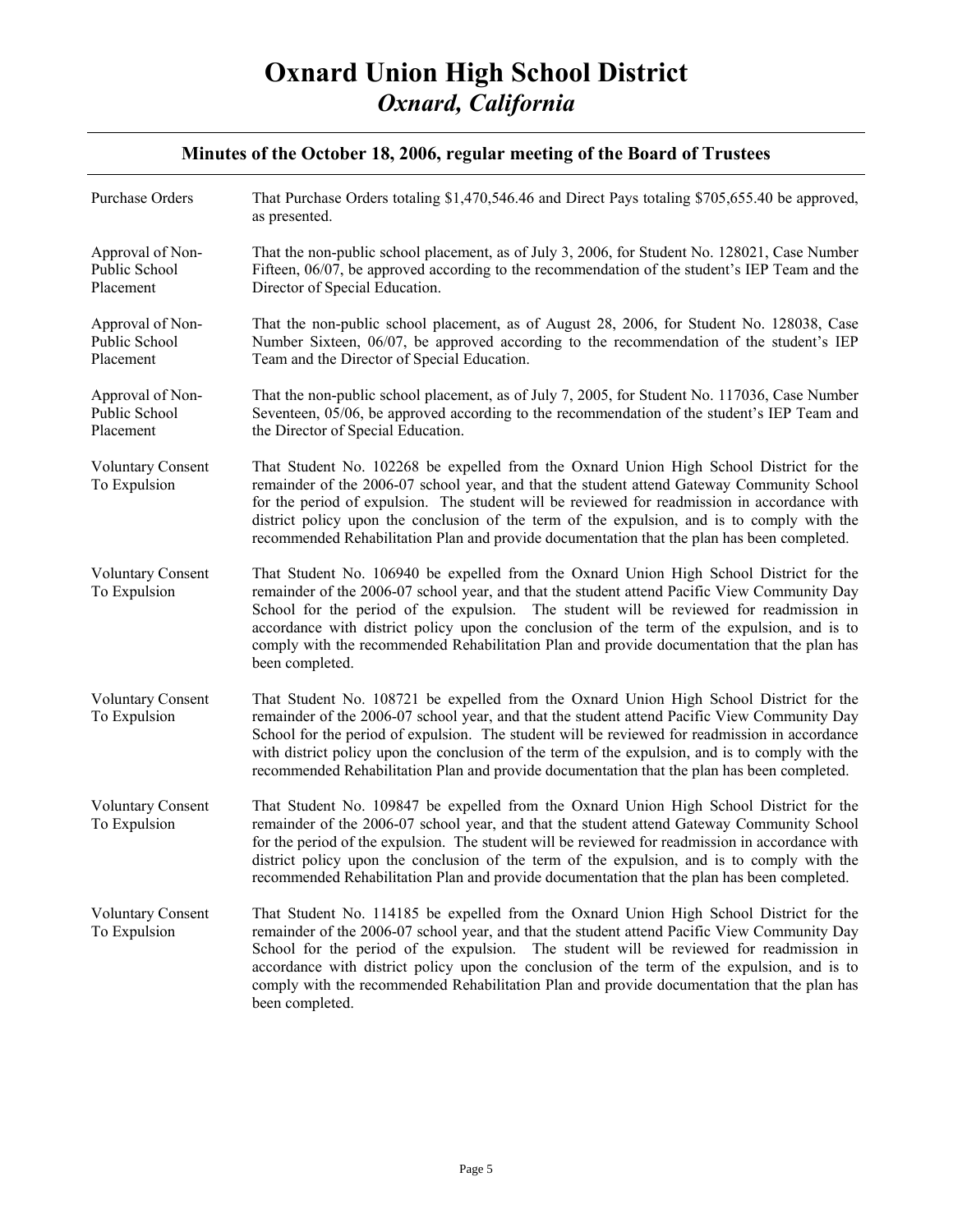# Oxnard Union High School District

## *Oxnard, California*

### Minutes of the October 18, 2006, regular meeting of the Board of Trustees

| | |
|---|---|
| Purchase Orders | That Purchase Orders totaling $1,470,546.46 and Direct Pays totaling $705,655.40 be approved, as presented. |
| Approval of Non-Public School Placement | That the non-public school placement, as of July 3, 2006, for Student No. 128021, Case Number Fifteen, 06/07, be approved according to the recommendation of the student's IEP Team and the Director of Special Education. |
| Approval of Non-Public School Placement | That the non-public school placement, as of August 28, 2006, for Student No. 128038, Case Number Sixteen, 06/07, be approved according to the recommendation of the student's IEP Team and the Director of Special Education. |
| Approval of Non-Public School Placement | That the non-public school placement, as of July 7, 2005, for Student No. 117036, Case Number Seventeen, 05/06, be approved according to the recommendation of the student's IEP Team and the Director of Special Education. |
| Voluntary Consent To Expulsion | That Student No. 102268 be expelled from the Oxnard Union High School District for the remainder of the 2006-07 school year, and that the student attend Gateway Community School for the period of expulsion. The student will be reviewed for readmission in accordance with district policy upon the conclusion of the term of the expulsion, and is to comply with the recommended Rehabilitation Plan and provide documentation that the plan has been completed. |
| Voluntary Consent To Expulsion | That Student No. 106940 be expelled from the Oxnard Union High School District for the remainder of the 2006-07 school year, and that the student attend Pacific View Community Day School for the period of the expulsion. The student will be reviewed for readmission in accordance with district policy upon the conclusion of the term of the expulsion, and is to comply with the recommended Rehabilitation Plan and provide documentation that the plan has been completed. |
| Voluntary Consent To Expulsion | That Student No. 108721 be expelled from the Oxnard Union High School District for the remainder of the 2006-07 school year, and that the student attend Pacific View Community Day School for the period of expulsion. The student will be reviewed for readmission in accordance with district policy upon the conclusion of the term of the expulsion, and is to comply with the recommended Rehabilitation Plan and provide documentation that the plan has been completed. |
| Voluntary Consent To Expulsion | That Student No. 109847 be expelled from the Oxnard Union High School District for the remainder of the 2006-07 school year, and that the student attend Gateway Community School for the period of the expulsion. The student will be reviewed for readmission in accordance with district policy upon the conclusion of the term of the expulsion, and is to comply with the recommended Rehabilitation Plan and provide documentation that the plan has been completed. |
| Voluntary Consent To Expulsion | That Student No. 114185 be expelled from the Oxnard Union High School District for the remainder of the 2006-07 school year, and that the student attend Pacific View Community Day School for the period of the expulsion. The student will be reviewed for readmission in accordance with district policy upon the conclusion of the term of the expulsion, and is to comply with the recommended Rehabilitation Plan and provide documentation that the plan has been completed. |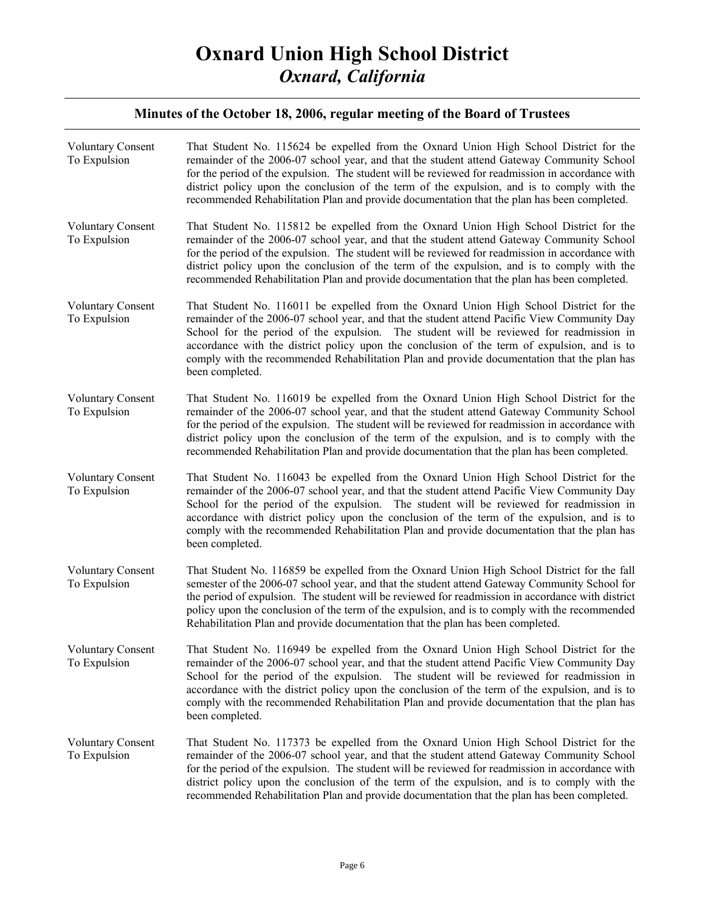| | |
|---|---|
| Voluntary Consent To Expulsion | That Student No. 115624 be expelled from the Oxnard Union High School District for the remainder of the 2006-07 school year, and that the student attend Gateway Community School for the period of the expulsion. The student will be reviewed for readmission in accordance with district policy upon the conclusion of the term of the expulsion, and is to comply with the recommended Rehabilitation Plan and provide documentation that the plan has been completed. |
| Voluntary Consent To Expulsion | That Student No. 115812 be expelled from the Oxnard Union High School District for the remainder of the 2006-07 school year, and that the student attend Gateway Community School for the period of the expulsion. The student will be reviewed for readmission in accordance with district policy upon the conclusion of the term of the expulsion, and is to comply with the recommended Rehabilitation Plan and provide documentation that the plan has been completed. |
| Voluntary Consent To Expulsion | That Student No. 116011 be expelled from the Oxnard Union High School District for the remainder of the 2006-07 school year, and that the student attend Pacific View Community Day School for the period of the expulsion. The student will be reviewed for readmission in accordance with the district policy upon the conclusion of the term of expulsion, and is to comply with the recommended Rehabilitation Plan and provide documentation that the plan has been completed. |
| Voluntary Consent To Expulsion | That Student No. 116019 be expelled from the Oxnard Union High School District for the remainder of the 2006-07 school year, and that the student attend Gateway Community School for the period of the expulsion. The student will be reviewed for readmission in accordance with district policy upon the conclusion of the term of the expulsion, and is to comply with the recommended Rehabilitation Plan and provide documentation that the plan has been completed. |
| Voluntary Consent To Expulsion | That Student No. 116043 be expelled from the Oxnard Union High School District for the remainder of the 2006-07 school year, and that the student attend Pacific View Community Day School for the period of the expulsion. The student will be reviewed for readmission in accordance with district policy upon the conclusion of the term of the expulsion, and is to comply with the recommended Rehabilitation Plan and provide documentation that the plan has been completed. |
| Voluntary Consent To Expulsion | That Student No. 116859 be expelled from the Oxnard Union High School District for the fall semester of the 2006-07 school year, and that the student attend Gateway Community School for the period of expulsion. The student will be reviewed for readmission in accordance with district policy upon the conclusion of the term of the expulsion, and is to comply with the recommended Rehabilitation Plan and provide documentation that the plan has been completed. |
| Voluntary Consent To Expulsion | That Student No. 116949 be expelled from the Oxnard Union High School District for the remainder of the 2006-07 school year, and that the student attend Pacific View Community Day School for the period of the expulsion. The student will be reviewed for readmission in accordance with the district policy upon the conclusion of the term of the expulsion, and is to comply with the recommended Rehabilitation Plan and provide documentation that the plan has been completed. |
| Voluntary Consent To Expulsion | That Student No. 117373 be expelled from the Oxnard Union High School District for the remainder of the 2006-07 school year, and that the student attend Gateway Community School for the period of the expulsion. The student will be reviewed for readmission in accordance with district policy upon the conclusion of the term of the expulsion, and is to comply with the recommended Rehabilitation Plan and provide documentation that the plan has been completed. |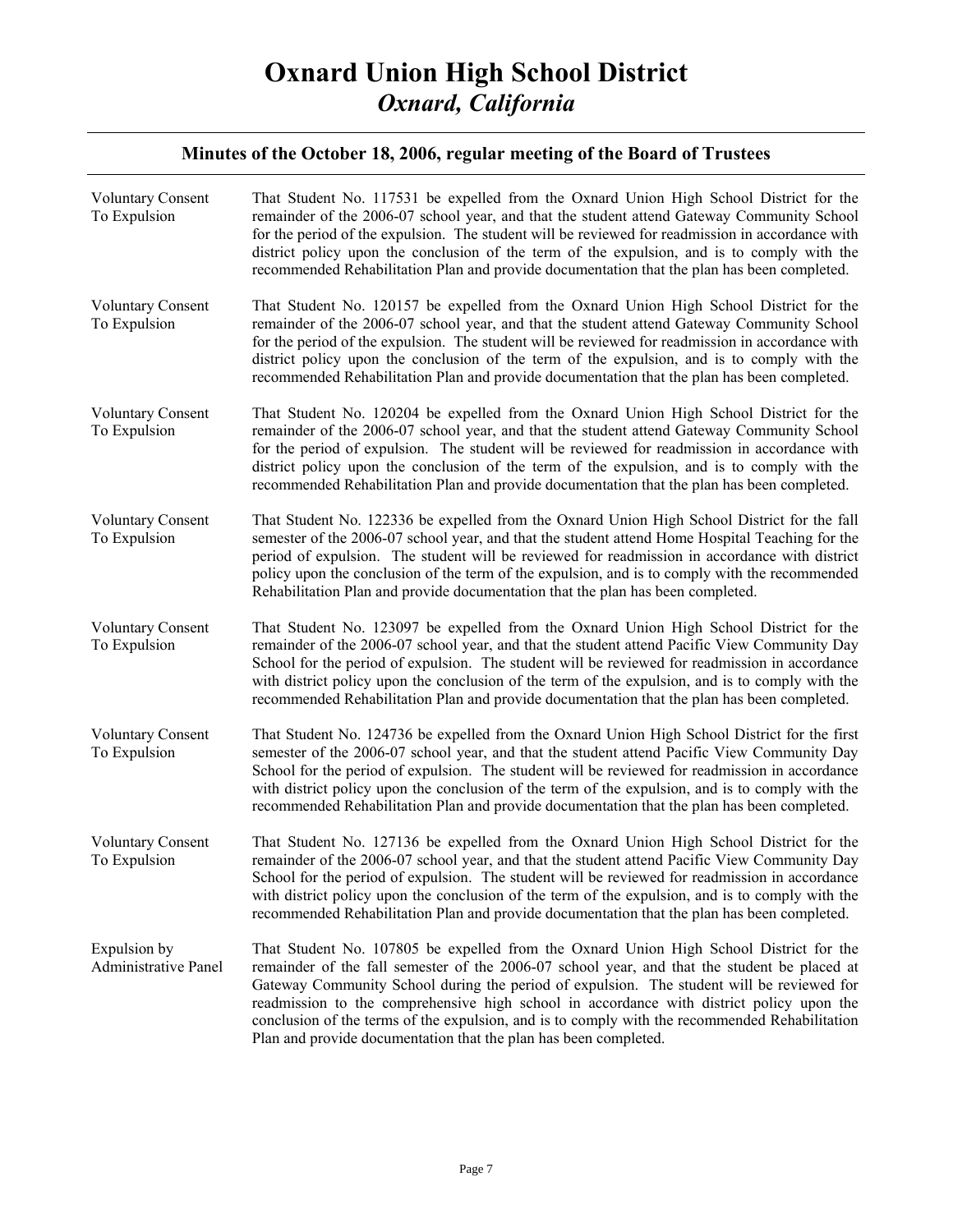# Oxnard Union High School District
## *Oxnard, California*

### Minutes of the October 18, 2006, regular meeting of the Board of Trustees

| | |
|---|---|
| Voluntary Consent To Expulsion | That Student No. 117531 be expelled from the Oxnard Union High School District for the remainder of the 2006-07 school year, and that the student attend Gateway Community School for the period of the expulsion. The student will be reviewed for readmission in accordance with district policy upon the conclusion of the term of the expulsion, and is to comply with the recommended Rehabilitation Plan and provide documentation that the plan has been completed. |
| Voluntary Consent To Expulsion | That Student No. 120157 be expelled from the Oxnard Union High School District for the remainder of the 2006-07 school year, and that the student attend Gateway Community School for the period of the expulsion. The student will be reviewed for readmission in accordance with district policy upon the conclusion of the term of the expulsion, and is to comply with the recommended Rehabilitation Plan and provide documentation that the plan has been completed. |
| Voluntary Consent To Expulsion | That Student No. 120204 be expelled from the Oxnard Union High School District for the remainder of the 2006-07 school year, and that the student attend Gateway Community School for the period of expulsion. The student will be reviewed for readmission in accordance with district policy upon the conclusion of the term of the expulsion, and is to comply with the recommended Rehabilitation Plan and provide documentation that the plan has been completed. |
| Voluntary Consent To Expulsion | That Student No. 122336 be expelled from the Oxnard Union High School District for the fall semester of the 2006-07 school year, and that the student attend Home Hospital Teaching for the period of expulsion. The student will be reviewed for readmission in accordance with district policy upon the conclusion of the term of the expulsion, and is to comply with the recommended Rehabilitation Plan and provide documentation that the plan has been completed. |
| Voluntary Consent To Expulsion | That Student No. 123097 be expelled from the Oxnard Union High School District for the remainder of the 2006-07 school year, and that the student attend Pacific View Community Day School for the period of expulsion. The student will be reviewed for readmission in accordance with district policy upon the conclusion of the term of the expulsion, and is to comply with the recommended Rehabilitation Plan and provide documentation that the plan has been completed. |
| Voluntary Consent To Expulsion | That Student No. 124736 be expelled from the Oxnard Union High School District for the first semester of the 2006-07 school year, and that the student attend Pacific View Community Day School for the period of expulsion. The student will be reviewed for readmission in accordance with district policy upon the conclusion of the term of the expulsion, and is to comply with the recommended Rehabilitation Plan and provide documentation that the plan has been completed. |
| Voluntary Consent To Expulsion | That Student No. 127136 be expelled from the Oxnard Union High School District for the remainder of the 2006-07 school year, and that the student attend Pacific View Community Day School for the period of expulsion. The student will be reviewed for readmission in accordance with district policy upon the conclusion of the term of the expulsion, and is to comply with the recommended Rehabilitation Plan and provide documentation that the plan has been completed. |
| Expulsion by Administrative Panel | That Student No. 107805 be expelled from the Oxnard Union High School District for the remainder of the fall semester of the 2006-07 school year, and that the student be placed at Gateway Community School during the period of expulsion. The student will be reviewed for readmission to the comprehensive high school in accordance with district policy upon the conclusion of the terms of the expulsion, and is to comply with the recommended Rehabilitation Plan and provide documentation that the plan has been completed. |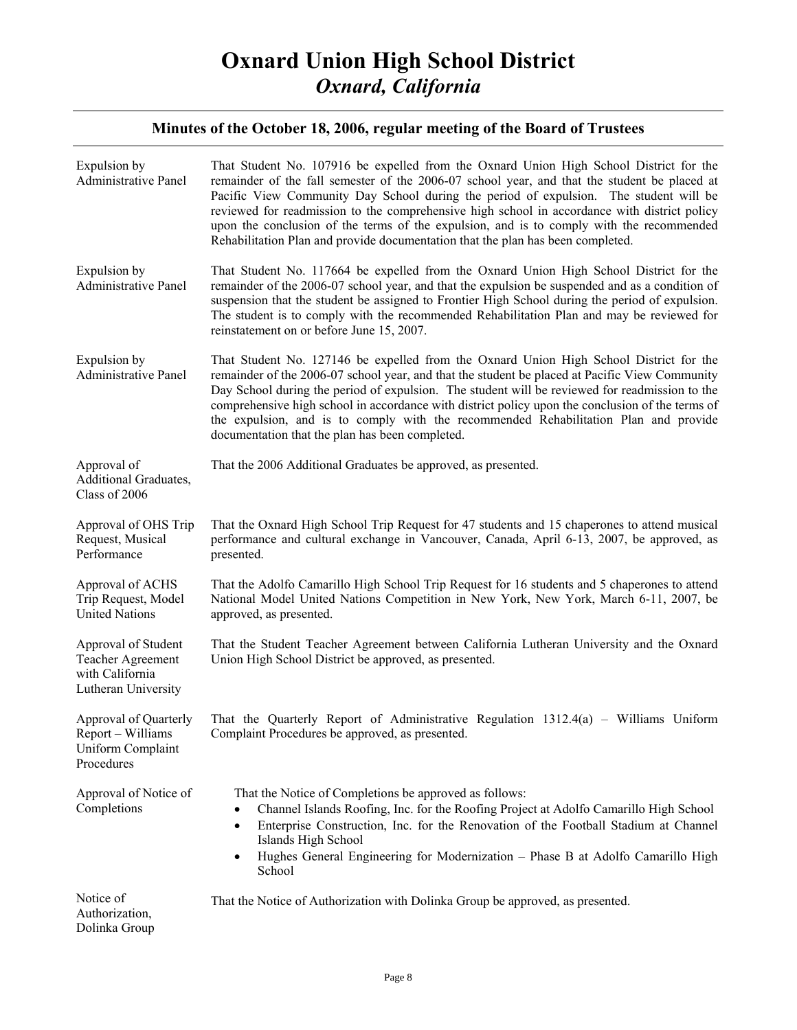# Oxnard Union High School District
## *Oxnard, California*

### Minutes of the October 18, 2006, regular meeting of the Board of Trustees

| | |
|---|---|
| Expulsion by Administrative Panel | That Student No. 107916 be expelled from the Oxnard Union High School District for the remainder of the fall semester of the 2006-07 school year, and that the student be placed at Pacific View Community Day School during the period of expulsion. The student will be reviewed for readmission to the comprehensive high school in accordance with district policy upon the conclusion of the terms of the expulsion, and is to comply with the recommended Rehabilitation Plan and provide documentation that the plan has been completed. |
| Expulsion by Administrative Panel | That Student No. 117664 be expelled from the Oxnard Union High School District for the remainder of the 2006-07 school year, and that the expulsion be suspended and as a condition of suspension that the student be assigned to Frontier High School during the period of expulsion. The student is to comply with the recommended Rehabilitation Plan and may be reviewed for reinstatement on or before June 15, 2007. |
| Expulsion by Administrative Panel | That Student No. 127146 be expelled from the Oxnard Union High School District for the remainder of the 2006-07 school year, and that the student be placed at Pacific View Community Day School during the period of expulsion. The student will be reviewed for readmission to the comprehensive high school in accordance with district policy upon the conclusion of the terms of the expulsion, and is to comply with the recommended Rehabilitation Plan and provide documentation that the plan has been completed. |
| Approval of Additional Graduates, Class of 2006 | That the 2006 Additional Graduates be approved, as presented. |
| Approval of OHS Trip Request, Musical Performance | That the Oxnard High School Trip Request for 47 students and 15 chaperones to attend musical performance and cultural exchange in Vancouver, Canada, April 6-13, 2007, be approved, as presented. |
| Approval of ACHS Trip Request, Model United Nations | That the Adolfo Camarillo High School Trip Request for 16 students and 5 chaperones to attend National Model United Nations Competition in New York, New York, March 6-11, 2007, be approved, as presented. |
| Approval of Student Teacher Agreement with California Lutheran University | That the Student Teacher Agreement between California Lutheran University and the Oxnard Union High School District be approved, as presented. |
| Approval of Quarterly Report – Williams Uniform Complaint Procedures | That the Quarterly Report of Administrative Regulation 1312.4(a) – Williams Uniform Complaint Procedures be approved, as presented. |
| Approval of Notice of Completions | That the Notice of Completions be approved as follows:<br>• Channel Islands Roofing, Inc. for the Roofing Project at Adolfo Camarillo High School<br>• Enterprise Construction, Inc. for the Renovation of the Football Stadium at Channel Islands High School<br>• Hughes General Engineering for Modernization – Phase B at Adolfo Camarillo High School |
| Notice of Authorization, Dolinka Group | That the Notice of Authorization with Dolinka Group be approved, as presented. |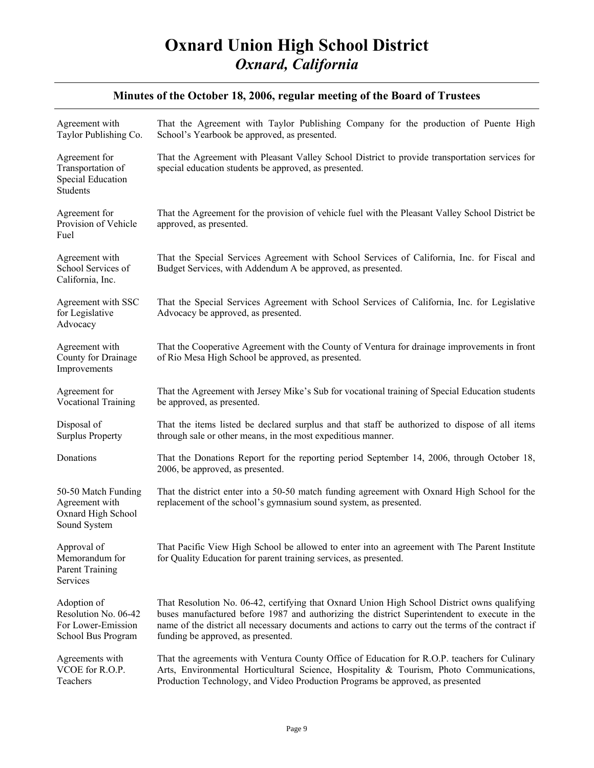# Oxnard Union High School District
## *Oxnard, California*

---

### Minutes of the October 18, 2006, regular meeting of the Board of Trustees

---

| | |
|---|---|
| Agreement with Taylor Publishing Co. | That the Agreement with Taylor Publishing Company for the production of Puente High School's Yearbook be approved, as presented. |
| Agreement for Transportation of Special Education Students | That the Agreement with Pleasant Valley School District to provide transportation services for special education students be approved, as presented. |
| Agreement for Provision of Vehicle Fuel | That the Agreement for the provision of vehicle fuel with the Pleasant Valley School District be approved, as presented. |
| Agreement with School Services of California, Inc. | That the Special Services Agreement with School Services of California, Inc. for Fiscal and Budget Services, with Addendum A be approved, as presented. |
| Agreement with SSC for Legislative Advocacy | That the Special Services Agreement with School Services of California, Inc. for Legislative Advocacy be approved, as presented. |
| Agreement with County for Drainage Improvements | That the Cooperative Agreement with the County of Ventura for drainage improvements in front of Rio Mesa High School be approved, as presented. |
| Agreement for Vocational Training | That the Agreement with Jersey Mike's Sub for vocational training of Special Education students be approved, as presented. |
| Disposal of Surplus Property | That the items listed be declared surplus and that staff be authorized to dispose of all items through sale or other means, in the most expeditious manner. |
| Donations | That the Donations Report for the reporting period September 14, 2006, through October 18, 2006, be approved, as presented. |
| 50-50 Match Funding Agreement with Oxnard High School Sound System | That the district enter into a 50-50 match funding agreement with Oxnard High School for the replacement of the school's gymnasium sound system, as presented. |
| Approval of Memorandum for Parent Training Services | That Pacific View High School be allowed to enter into an agreement with The Parent Institute for Quality Education for parent training services, as presented. |
| Adoption of Resolution No. 06-42 For Lower-Emission School Bus Program | That Resolution No. 06-42, certifying that Oxnard Union High School District owns qualifying buses manufactured before 1987 and authorizing the district Superintendent to execute in the name of the district all necessary documents and actions to carry out the terms of the contract if funding be approved, as presented. |
| Agreements with VCOE for R.O.P. Teachers | That the agreements with Ventura County Office of Education for R.O.P. teachers for Culinary Arts, Environmental Horticultural Science, Hospitality & Tourism, Photo Communications, Production Technology, and Video Production Programs be approved, as presented |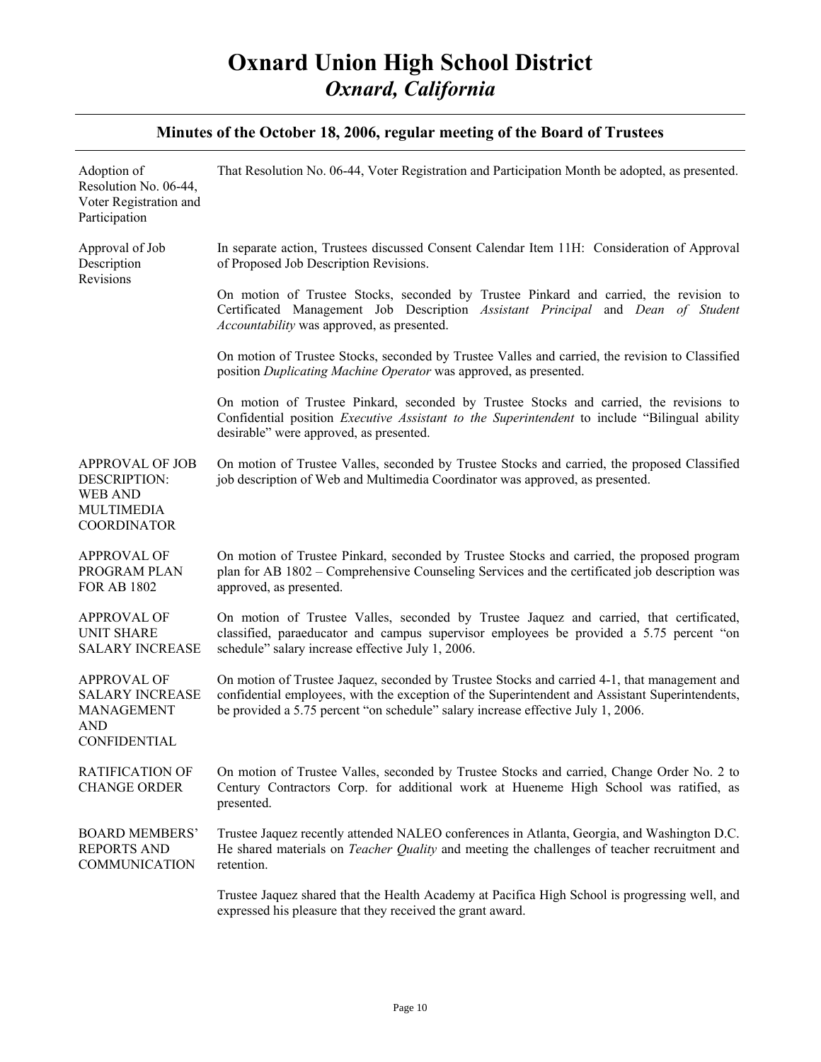# Oxnard Union High School District
## *Oxnard, California*

### Minutes of the October 18, 2006, regular meeting of the Board of Trustees

**Adoption of Resolution No. 06-44, Voter Registration and Participation**

That Resolution No. 06-44, Voter Registration and Participation Month be adopted, as presented.

**Approval of Job Description Revisions**

In separate action, Trustees discussed Consent Calendar Item 11H: Consideration of Approval of Proposed Job Description Revisions.

On motion of Trustee Stocks, seconded by Trustee Pinkard and carried, the revision to Certificated Management Job Description *Assistant Principal* and *Dean of Student Accountability* was approved, as presented.

On motion of Trustee Stocks, seconded by Trustee Valles and carried, the revision to Classified position *Duplicating Machine Operator* was approved, as presented.

On motion of Trustee Pinkard, seconded by Trustee Stocks and carried, the revisions to Confidential position *Executive Assistant to the Superintendent* to include "Bilingual ability desirable" were approved, as presented.

**APPROVAL OF JOB DESCRIPTION: WEB AND MULTIMEDIA COORDINATOR**

On motion of Trustee Valles, seconded by Trustee Stocks and carried, the proposed Classified job description of Web and Multimedia Coordinator was approved, as presented.

**APPROVAL OF PROGRAM PLAN FOR AB 1802**

On motion of Trustee Pinkard, seconded by Trustee Stocks and carried, the proposed program plan for AB 1802 – Comprehensive Counseling Services and the certificated job description was approved, as presented.

**APPROVAL OF UNIT SHARE SALARY INCREASE**

On motion of Trustee Valles, seconded by Trustee Jaquez and carried, that certificated, classified, paraeducator and campus supervisor employees be provided a 5.75 percent "on schedule" salary increase effective July 1, 2006.

**APPROVAL OF SALARY INCREASE MANAGEMENT AND CONFIDENTIAL**

On motion of Trustee Jaquez, seconded by Trustee Stocks and carried 4-1, that management and confidential employees, with the exception of the Superintendent and Assistant Superintendents, be provided a 5.75 percent "on schedule" salary increase effective July 1, 2006.

**RATIFICATION OF CHANGE ORDER**

On motion of Trustee Valles, seconded by Trustee Stocks and carried, Change Order No. 2 to Century Contractors Corp. for additional work at Hueneme High School was ratified, as presented.

**BOARD MEMBERS' REPORTS AND COMMUNICATION**

Trustee Jaquez recently attended NALEO conferences in Atlanta, Georgia, and Washington D.C. He shared materials on *Teacher Quality* and meeting the challenges of teacher recruitment and retention.

Trustee Jaquez shared that the Health Academy at Pacifica High School is progressing well, and expressed his pleasure that they received the grant award.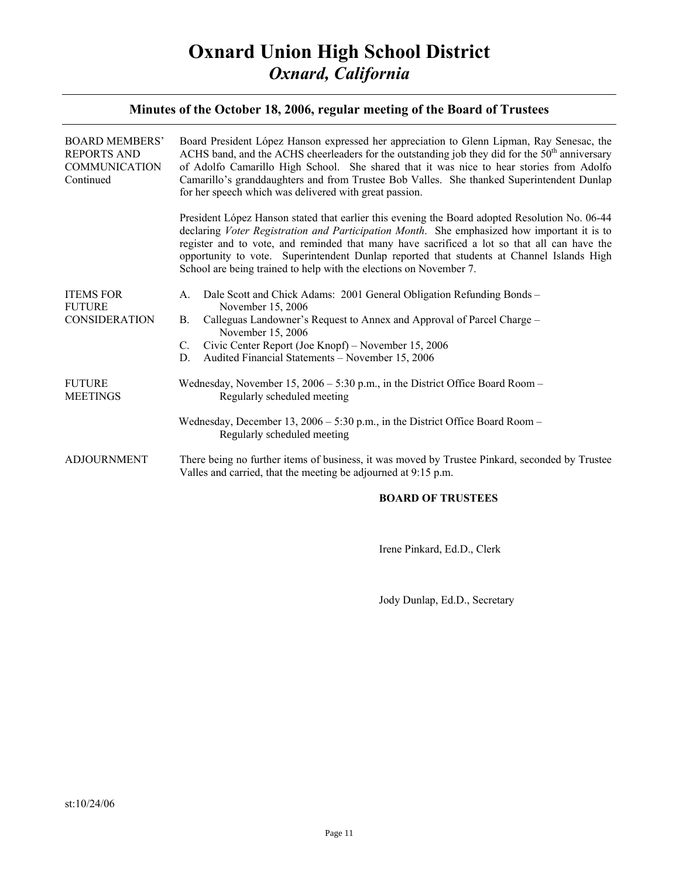# Oxnard Union High School District
## *Oxnard, California*

### Minutes of the October 18, 2006, regular meeting of the Board of Trustees

**BOARD MEMBERS' REPORTS AND COMMUNICATION Continued**

Board President López Hanson expressed her appreciation to Glenn Lipman, Ray Senesac, the ACHS band, and the ACHS cheerleaders for the outstanding job they did for the 50th anniversary of Adolfo Camarillo High School. She shared that it was nice to hear stories from Adolfo Camarillo's granddaughters and from Trustee Bob Valles. She thanked Superintendent Dunlap for her speech which was delivered with great passion.

President López Hanson stated that earlier this evening the Board adopted Resolution No. 06-44 declaring *Voter Registration and Participation Month*. She emphasized how important it is to register and to vote, and reminded that many have sacrificed a lot so that all can have the opportunity to vote. Superintendent Dunlap reported that students at Channel Islands High School are being trained to help with the elections on November 7.

**ITEMS FOR FUTURE CONSIDERATION**

A. Dale Scott and Chick Adams: 2001 General Obligation Refunding Bonds – November 15, 2006
B. Calleguas Landowner's Request to Annex and Approval of Parcel Charge – November 15, 2006
C. Civic Center Report (Joe Knopf) – November 15, 2006
D. Audited Financial Statements – November 15, 2006

**FUTURE MEETINGS**

Wednesday, November 15, 2006 – 5:30 p.m., in the District Office Board Room – Regularly scheduled meeting

Wednesday, December 13, 2006 – 5:30 p.m., in the District Office Board Room – Regularly scheduled meeting

**ADJOURNMENT**

There being no further items of business, it was moved by Trustee Pinkard, seconded by Trustee Valles and carried, that the meeting be adjourned at 9:15 p.m.

**BOARD OF TRUSTEES**

Irene Pinkard, Ed.D., Clerk

Jody Dunlap, Ed.D., Secretary

st:10/24/06